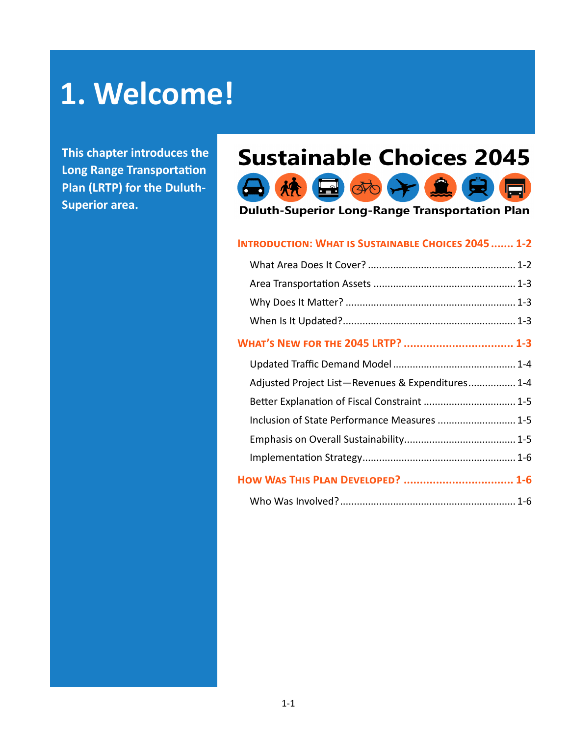# 1. Welcome!

**This chapter introduces the Long Range Transportation Plan (LRTP) for the Duluth-Superior area.**

## Sustainable Choices 2045

**Duluth-Superior Long-Range Transportation Plan**

**INTRODUCTION: WHAT IS SUSTAINABLE CHOICES 2045 ....... 1-2**

- What Area Does It Cover? ..................................................... 1-2
- Area Transportation Assets .................................................. 1-3
- Why Does It Matter? ............................................................ 1-3
- When Is It Updated?.............................................................. 1-3

**WHAT'S NEW FOR THE 2045 LRTP? ................................. 1-3**

- Updated Traffic Demand Model ........................................... 1-4
- Adjusted Project List—Revenues & Expenditures................. 1-4
- Better Explanation of Fiscal Constraint ................................ 1-5
- Inclusion of State Performance Measures ............................ 1-5
- Emphasis on Overall Sustainability....................................... 1-5
- Implementation Strategy...................................................... 1-6

**HOW WAS THIS PLAN DEVELOPED? ................................. 1-6**

- Who Was Involved?.............................................................. 1-6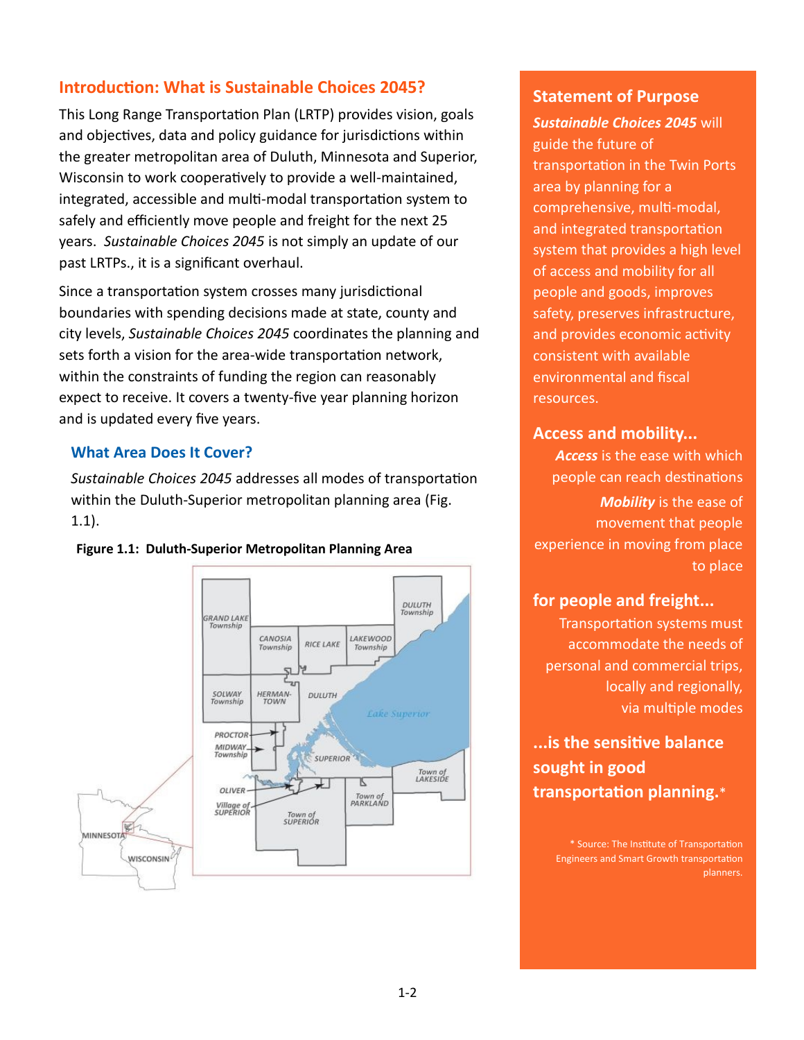## Introduction: What is Sustainable Choices 2045?

This Long Range Transportation Plan (LRTP) provides vision, goals and objectives, data and policy guidance for jurisdictions within the greater metropolitan area of Duluth, Minnesota and Superior, Wisconsin to work cooperatively to provide a well-maintained, integrated, accessible and multi-modal transportation system to safely and efficiently move people and freight for the next 25 years. *Sustainable Choices 2045* is not simply an update of our past LRTPs., it is a significant overhaul.

Since a transportation system crosses many jurisdictional boundaries with spending decisions made at state, county and city levels, *Sustainable Choices 2045* coordinates the planning and sets forth a vision for the area-wide transportation network, within the constraints of funding the region can reasonably expect to receive. It covers a twenty-five year planning horizon and is updated every five years.

### What Area Does It Cover?

*Sustainable Choices 2045* addresses all modes of transportation within the Duluth-Superior metropolitan planning area (Fig. 1.1).

**Figure 1.1: Duluth-Superior Metropolitan Planning Area**

## Statement of Purpose

***Sustainable Choices 2045*** will guide the future of transportation in the Twin Ports area by planning for a comprehensive, multi-modal, and integrated transportation system that provides a high level of access and mobility for all people and goods, improves safety, preserves infrastructure, and provides economic activity consistent with available environmental and fiscal resources.

## Access and mobility...

***Access*** is the ease with which people can reach destinations

***Mobility*** is the ease of movement that people experience in moving from place to place

## for people and freight...

Transportation systems must accommodate the needs of personal and commercial trips, locally and regionally, via multiple modes

## ...is the sensitive balance sought in good transportation planning.*

\* Source: The Institute of Transportation Engineers and Smart Growth transportation planners.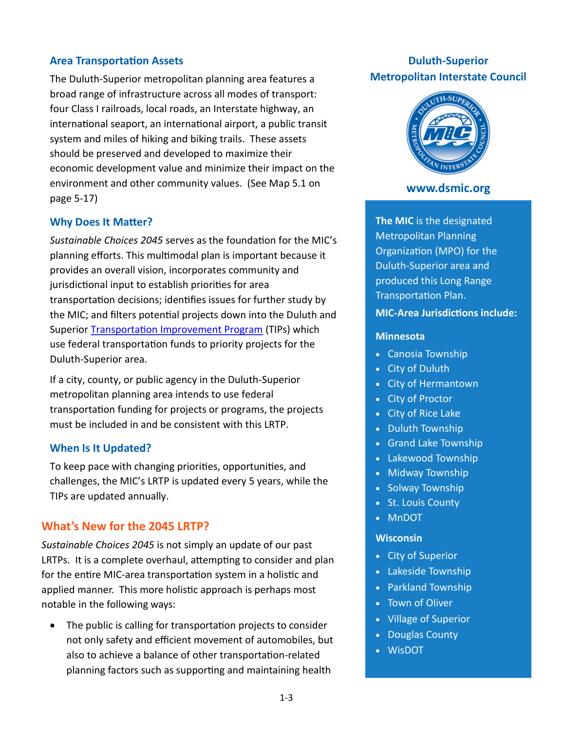### Area Transportation Assets

The Duluth-Superior metropolitan planning area features a broad range of infrastructure across all modes of transport: four Class I railroads, local roads, an Interstate highway, an international seaport, an international airport, a public transit system and miles of hiking and biking trails. These assets should be preserved and developed to maximize their economic development value and minimize their impact on the environment and other community values. (See Map 5.1 on page 5-17)

### Why Does It Matter?

*Sustainable Choices 2045* serves as the foundation for the MIC's planning efforts. This multimodal plan is important because it provides an overall vision, incorporates community and jurisdictional input to establish priorities for area transportation decisions; identifies issues for further study by the MIC; and filters potential projects down into the Duluth and Superior Transportation Improvement Program (TIPs) which use federal transportation funds to priority projects for the Duluth-Superior area.

If a city, county, or public agency in the Duluth-Superior metropolitan planning area intends to use federal transportation funding for projects or programs, the projects must be included in and be consistent with this LRTP.

### When Is It Updated?

To keep pace with changing priorities, opportunities, and challenges, the MIC's LRTP is updated every 5 years, while the TIPs are updated annually.

## What's New for the 2045 LRTP?

*Sustainable Choices 2045* is not simply an update of our past LRTPs. It is a complete overhaul, attempting to consider and plan for the entire MIC-area transportation system in a holistic and applied manner. This more holistic approach is perhaps most notable in the following ways:

- The public is calling for transportation projects to consider not only safety and efficient movement of automobiles, but also to achieve a balance of other transportation-related planning factors such as supporting and maintaining health

---

**Duluth-Superior Metropolitan Interstate Council**

www.dsmic.org

**The MIC** is the designated Metropolitan Planning Organization (MPO) for the Duluth-Superior area and produced this Long Range Transportation Plan.

**MIC-Area Jurisdictions include:**

**Minnesota**

- Canosia Township
- City of Duluth
- City of Hermantown
- City of Proctor
- City of Rice Lake
- Duluth Township
- Grand Lake Township
- Lakewood Township
- Midway Township
- Solway Township
- St. Louis County
- MnDOT

**Wisconsin**

- City of Superior
- Lakeside Township
- Parkland Township
- Town of Oliver
- Village of Superior
- Douglas County
- WisDOT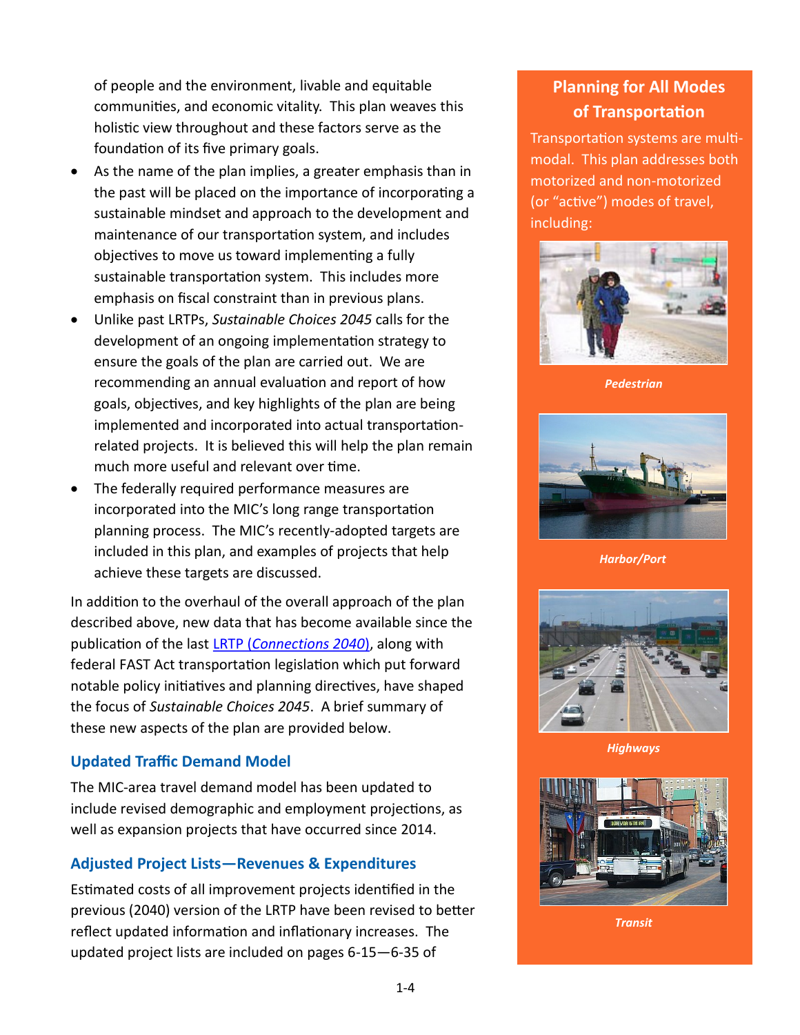of people and the environment, livable and equitable communities, and economic vitality. This plan weaves this holistic view throughout and these factors serve as the foundation of its five primary goals.

- As the name of the plan implies, a greater emphasis than in the past will be placed on the importance of incorporating a sustainable mindset and approach to the development and maintenance of our transportation system, and includes objectives to move us toward implementing a fully sustainable transportation system. This includes more emphasis on fiscal constraint than in previous plans.
- Unlike past LRTPs, *Sustainable Choices 2045* calls for the development of an ongoing implementation strategy to ensure the goals of the plan are carried out. We are recommending an annual evaluation and report of how goals, objectives, and key highlights of the plan are being implemented and incorporated into actual transportation-related projects. It is believed this will help the plan remain much more useful and relevant over time.
- The federally required performance measures are incorporated into the MIC's long range transportation planning process. The MIC's recently-adopted targets are included in this plan, and examples of projects that help achieve these targets are discussed.

In addition to the overhaul of the overall approach of the plan described above, new data that has become available since the publication of the last LRTP (*Connections 2040*), along with federal FAST Act transportation legislation which put forward notable policy initiatives and planning directives, have shaped the focus of *Sustainable Choices 2045*. A brief summary of these new aspects of the plan are provided below.

### Updated Traffic Demand Model

The MIC-area travel demand model has been updated to include revised demographic and employment projections, as well as expansion projects that have occurred since 2014.

### Adjusted Project Lists—Revenues & Expenditures

Estimated costs of all improvement projects identified in the previous (2040) version of the LRTP have been revised to better reflect updated information and inflationary increases. The updated project lists are included on pages 6-15—6-35 of

### Planning for All Modes of Transportation

Transportation systems are multi-modal. This plan addresses both motorized and non-motorized (or "active") modes of travel, including:

***Pedestrian***

***Harbor/Port***

***Highways***

***Transit***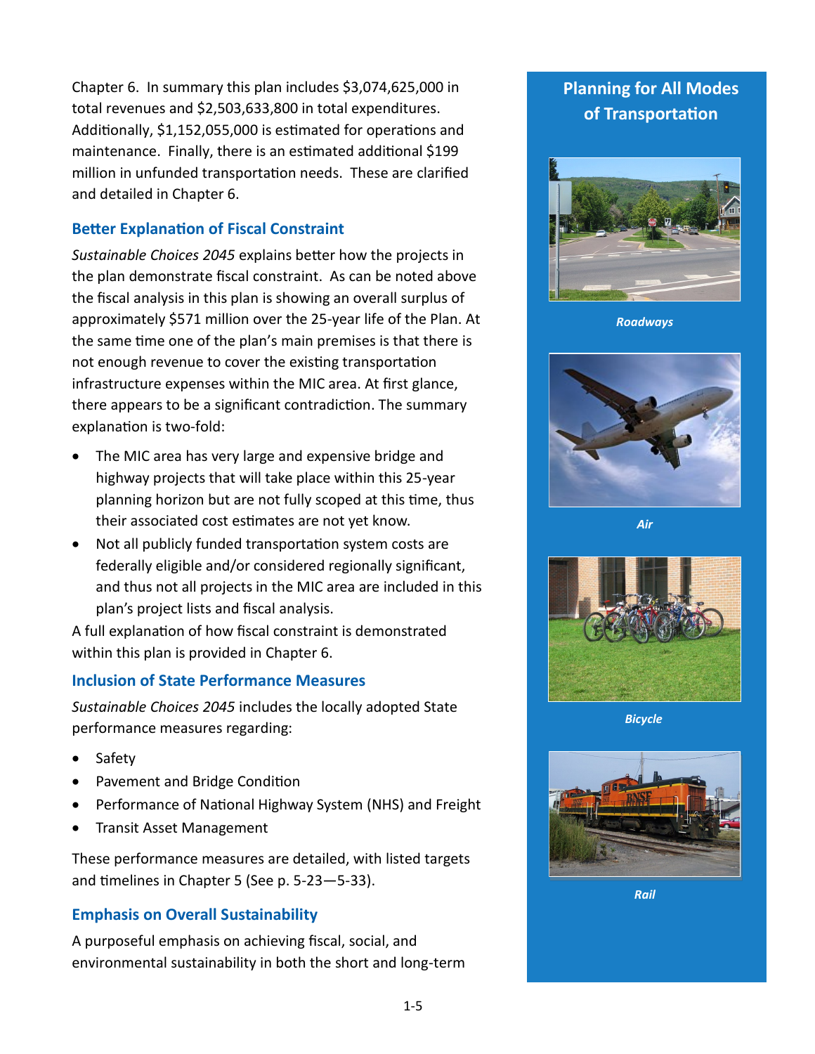Chapter 6. In summary this plan includes $3,074,625,000 in total revenues and $2,503,633,800 in total expenditures. Additionally, $1,152,055,000 is estimated for operations and maintenance. Finally, there is an estimated additional $199 million in unfunded transportation needs. These are clarified and detailed in Chapter 6.

### Better Explanation of Fiscal Constraint

*Sustainable Choices 2045* explains better how the projects in the plan demonstrate fiscal constraint. As can be noted above the fiscal analysis in this plan is showing an overall surplus of approximately $571 million over the 25-year life of the Plan. At the same time one of the plan's main premises is that there is not enough revenue to cover the existing transportation infrastructure expenses within the MIC area. At first glance, there appears to be a significant contradiction. The summary explanation is two-fold:

- The MIC area has very large and expensive bridge and highway projects that will take place within this 25-year planning horizon but are not fully scoped at this time, thus their associated cost estimates are not yet know.
- Not all publicly funded transportation system costs are federally eligible and/or considered regionally significant, and thus not all projects in the MIC area are included in this plan's project lists and fiscal analysis.

A full explanation of how fiscal constraint is demonstrated within this plan is provided in Chapter 6.

### Inclusion of State Performance Measures

*Sustainable Choices 2045* includes the locally adopted State performance measures regarding:

- Safety
- Pavement and Bridge Condition
- Performance of National Highway System (NHS) and Freight
- Transit Asset Management

These performance measures are detailed, with listed targets and timelines in Chapter 5 (See p. 5-23—5-33).

### Emphasis on Overall Sustainability

A purposeful emphasis on achieving fiscal, social, and environmental sustainability in both the short and long-term

## Planning for All Modes of Transportation

*Roadways*

*Air*

*Bicycle*

*Rail*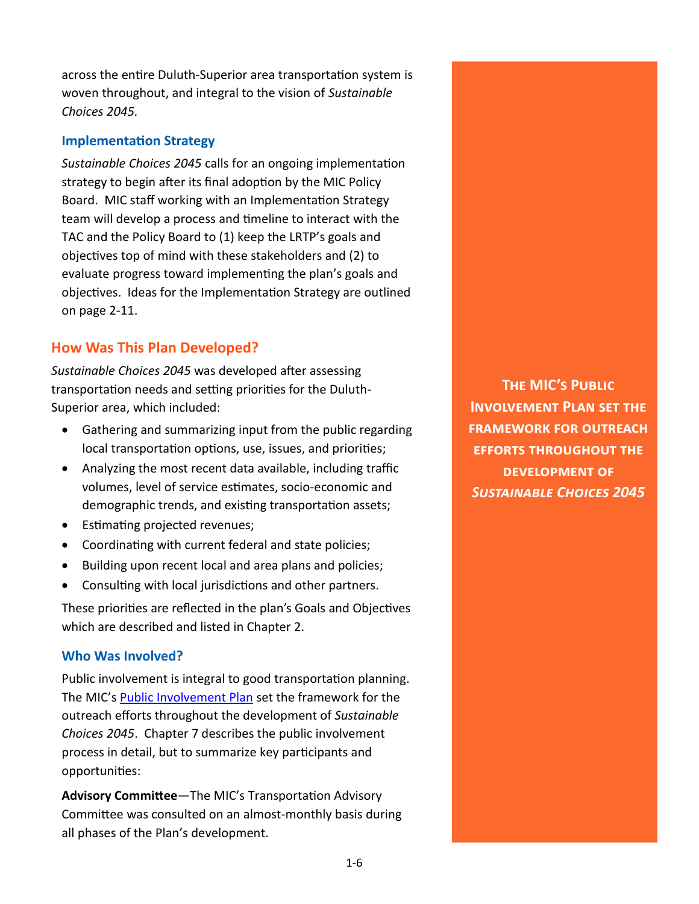across the entire Duluth-Superior area transportation system is woven throughout, and integral to the vision of *Sustainable Choices 2045.*

### Implementation Strategy

*Sustainable Choices 2045* calls for an ongoing implementation strategy to begin after its final adoption by the MIC Policy Board. MIC staff working with an Implementation Strategy team will develop a process and timeline to interact with the TAC and the Policy Board to (1) keep the LRTP's goals and objectives top of mind with these stakeholders and (2) to evaluate progress toward implementing the plan's goals and objectives. Ideas for the Implementation Strategy are outlined on page 2-11.

## How Was This Plan Developed?

*Sustainable Choices 2045* was developed after assessing transportation needs and setting priorities for the Duluth-Superior area, which included:

- Gathering and summarizing input from the public regarding local transportation options, use, issues, and priorities;
- Analyzing the most recent data available, including traffic volumes, level of service estimates, socio-economic and demographic trends, and existing transportation assets;
- Estimating projected revenues;
- Coordinating with current federal and state policies;
- Building upon recent local and area plans and policies;
- Consulting with local jurisdictions and other partners.

These priorities are reflected in the plan's Goals and Objectives which are described and listed in Chapter 2.

### Who Was Involved?

Public involvement is integral to good transportation planning. The MIC's [Public Involvement Plan] set the framework for the outreach efforts throughout the development of *Sustainable Choices 2045*. Chapter 7 describes the public involvement process in detail, but to summarize key participants and opportunities:

**Advisory Committee**—The MIC's Transportation Advisory Committee was consulted on an almost-monthly basis during all phases of the Plan's development.

**The MIC's Public Involvement Plan set the framework for outreach efforts throughout the development of *Sustainable Choices 2045***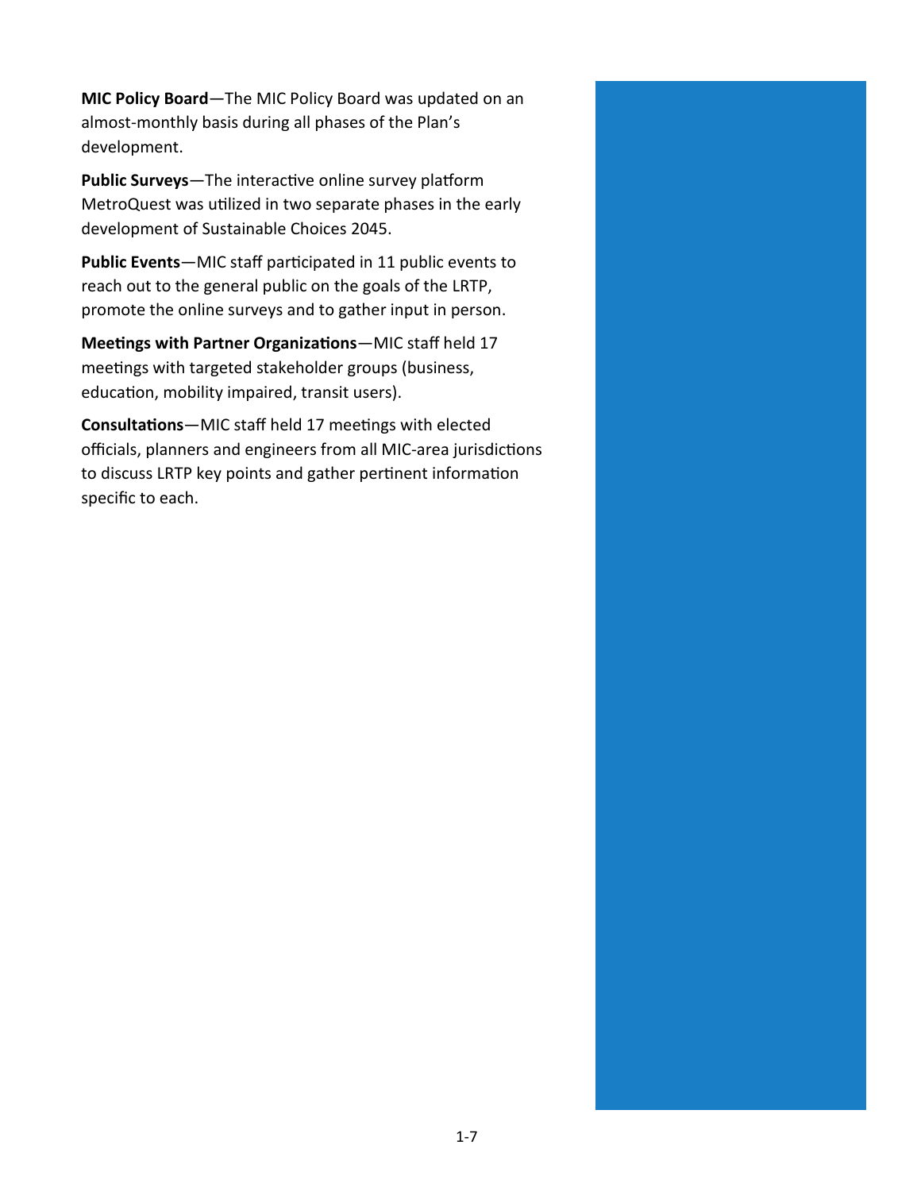**MIC Policy Board**—The MIC Policy Board was updated on an almost-monthly basis during all phases of the Plan's development.

**Public Surveys**—The interactive online survey platform MetroQuest was utilized in two separate phases in the early development of Sustainable Choices 2045.

**Public Events**—MIC staff participated in 11 public events to reach out to the general public on the goals of the LRTP, promote the online surveys and to gather input in person.

**Meetings with Partner Organizations**—MIC staff held 17 meetings with targeted stakeholder groups (business, education, mobility impaired, transit users).

**Consultations**—MIC staff held 17 meetings with elected officials, planners and engineers from all MIC-area jurisdictions to discuss LRTP key points and gather pertinent information specific to each.